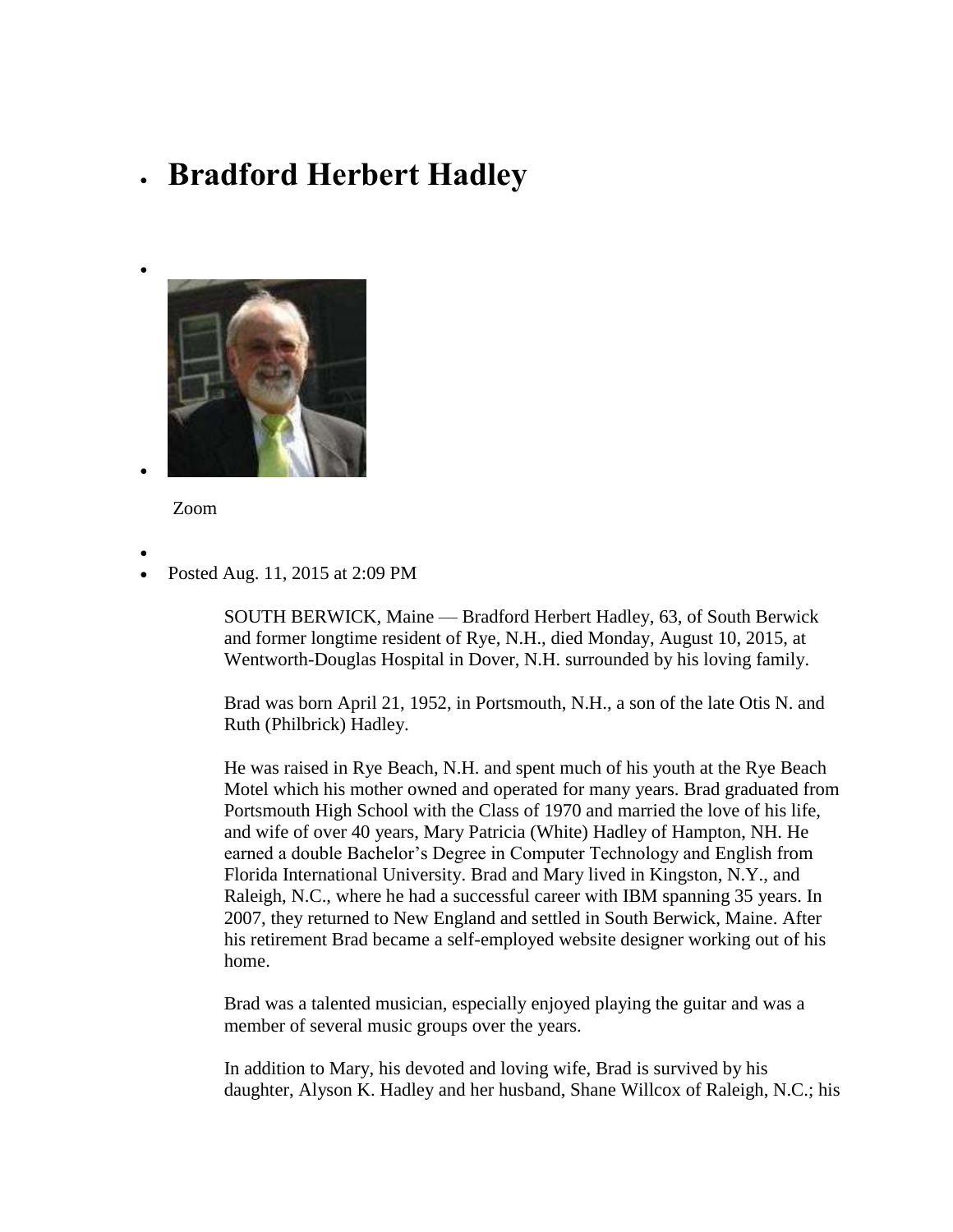- # Bradford Herbert Hadley

Zoom

- Posted Aug. 11, 2015 at 2:09 PM

SOUTH BERWICK, Maine — Bradford Herbert Hadley, 63, of South Berwick and former longtime resident of Rye, N.H., died Monday, August 10, 2015, at Wentworth-Douglas Hospital in Dover, N.H. surrounded by his loving family.

Brad was born April 21, 1952, in Portsmouth, N.H., a son of the late Otis N. and Ruth (Philbrick) Hadley.

He was raised in Rye Beach, N.H. and spent much of his youth at the Rye Beach Motel which his mother owned and operated for many years. Brad graduated from Portsmouth High School with the Class of 1970 and married the love of his life, and wife of over 40 years, Mary Patricia (White) Hadley of Hampton, NH. He earned a double Bachelor's Degree in Computer Technology and English from Florida International University. Brad and Mary lived in Kingston, N.Y., and Raleigh, N.C., where he had a successful career with IBM spanning 35 years. In 2007, they returned to New England and settled in South Berwick, Maine. After his retirement Brad became a self-employed website designer working out of his home.

Brad was a talented musician, especially enjoyed playing the guitar and was a member of several music groups over the years.

In addition to Mary, his devoted and loving wife, Brad is survived by his daughter, Alyson K. Hadley and her husband, Shane Willcox of Raleigh, N.C.; his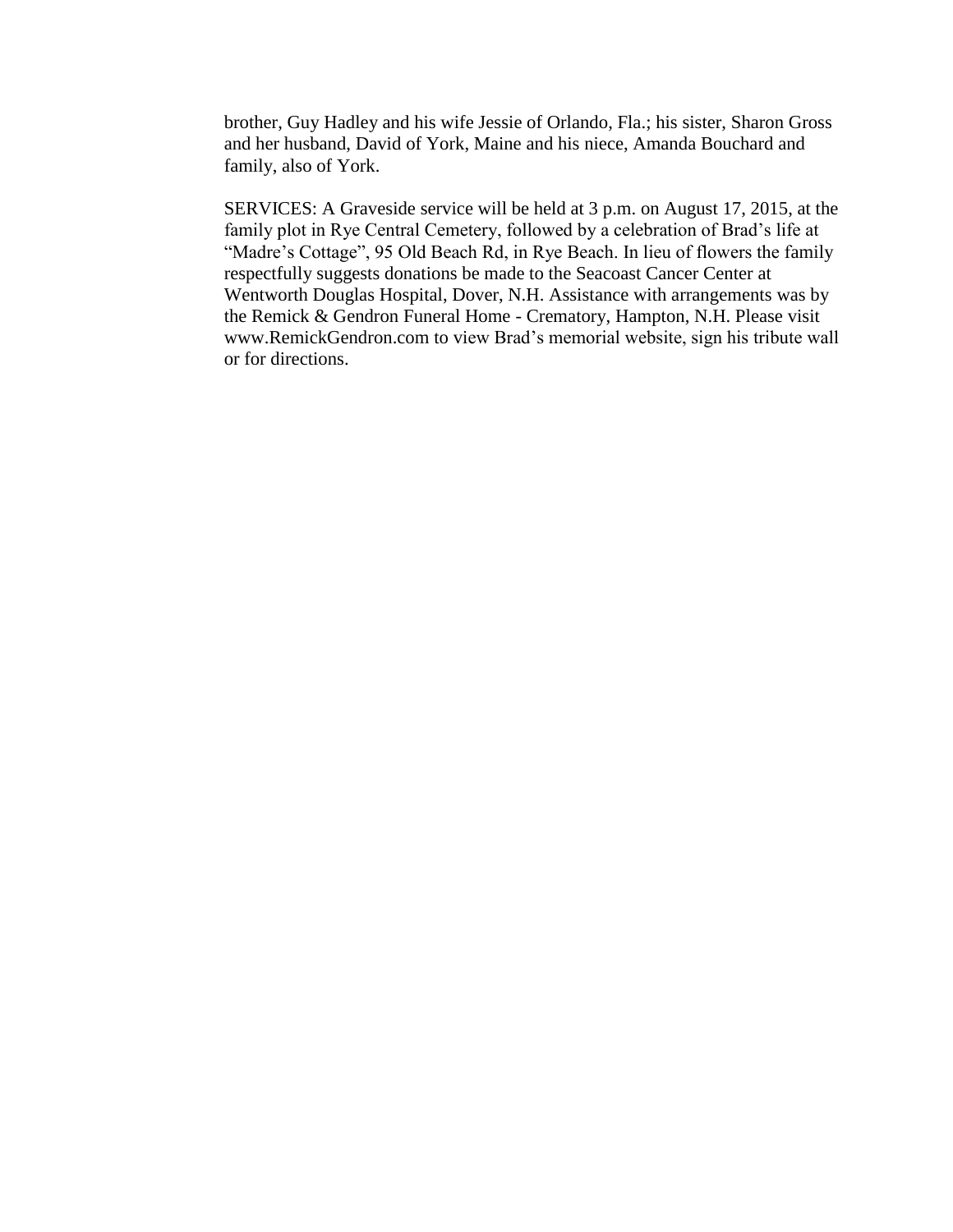brother, Guy Hadley and his wife Jessie of Orlando, Fla.; his sister, Sharon Gross and her husband, David of York, Maine and his niece, Amanda Bouchard and family, also of York.

SERVICES: A Graveside service will be held at 3 p.m. on August 17, 2015, at the family plot in Rye Central Cemetery, followed by a celebration of Brad's life at "Madre's Cottage", 95 Old Beach Rd, in Rye Beach. In lieu of flowers the family respectfully suggests donations be made to the Seacoast Cancer Center at Wentworth Douglas Hospital, Dover, N.H. Assistance with arrangements was by the Remick & Gendron Funeral Home - Crematory, Hampton, N.H. Please visit www.RemickGendron.com to view Brad's memorial website, sign his tribute wall or for directions.